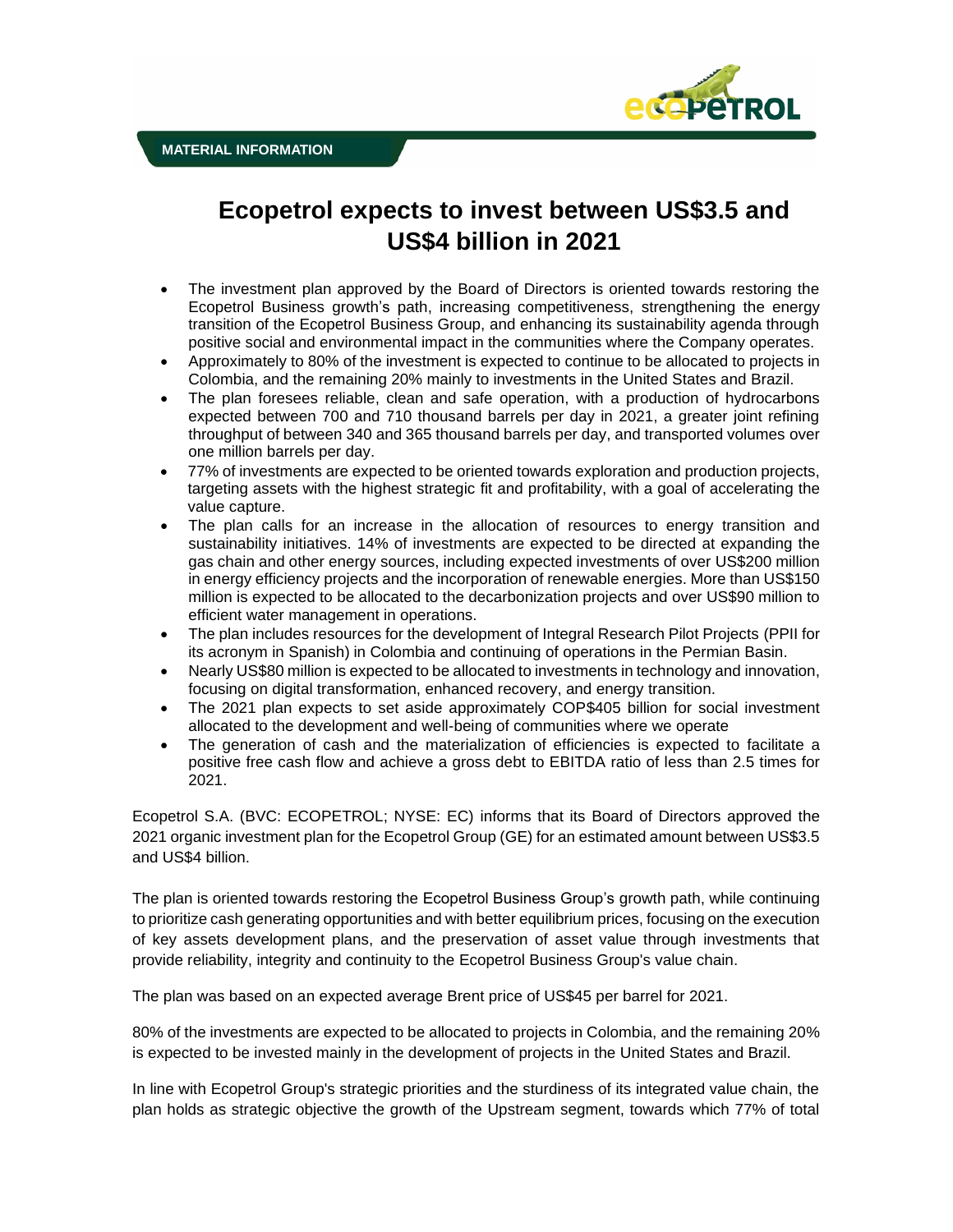MATERIAL INFORMATION

# Ecopetrol expects to invest between US$3.5 and US$4 billion in 2021

- The investment plan approved by the Board of Directors is oriented towards restoring the Ecopetrol Business growth's path, increasing competitiveness, strengthening the energy transition of the Ecopetrol Business Group, and enhancing its sustainability agenda through positive social and environmental impact in the communities where the Company operates.
- Approximately to 80% of the investment is expected to continue to be allocated to projects in Colombia, and the remaining 20% mainly to investments in the United States and Brazil.
- The plan foresees reliable, clean and safe operation, with a production of hydrocarbons expected between 700 and 710 thousand barrels per day in 2021, a greater joint refining throughput of between 340 and 365 thousand barrels per day, and transported volumes over one million barrels per day.
- 77% of investments are expected to be oriented towards exploration and production projects, targeting assets with the highest strategic fit and profitability, with a goal of accelerating the value capture.
- The plan calls for an increase in the allocation of resources to energy transition and sustainability initiatives. 14% of investments are expected to be directed at expanding the gas chain and other energy sources, including expected investments of over US$200 million in energy efficiency projects and the incorporation of renewable energies. More than US$150 million is expected to be allocated to the decarbonization projects and over US$90 million to efficient water management in operations.
- The plan includes resources for the development of Integral Research Pilot Projects (PPII for its acronym in Spanish) in Colombia and continuing of operations in the Permian Basin.
- Nearly US$80 million is expected to be allocated to investments in technology and innovation, focusing on digital transformation, enhanced recovery, and energy transition.
- The 2021 plan expects to set aside approximately COP$405 billion for social investment allocated to the development and well-being of communities where we operate
- The generation of cash and the materialization of efficiencies is expected to facilitate a positive free cash flow and achieve a gross debt to EBITDA ratio of less than 2.5 times for 2021.

Ecopetrol S.A. (BVC: ECOPETROL; NYSE: EC) informs that its Board of Directors approved the 2021 organic investment plan for the Ecopetrol Group (GE) for an estimated amount between US$3.5 and US$4 billion.

The plan is oriented towards restoring the Ecopetrol Business Group's growth path, while continuing to prioritize cash generating opportunities and with better equilibrium prices, focusing on the execution of key assets development plans, and the preservation of asset value through investments that provide reliability, integrity and continuity to the Ecopetrol Business Group's value chain.

The plan was based on an expected average Brent price of US$45 per barrel for 2021.

80% of the investments are expected to be allocated to projects in Colombia, and the remaining 20% is expected to be invested mainly in the development of projects in the United States and Brazil.

In line with Ecopetrol Group's strategic priorities and the sturdiness of its integrated value chain, the plan holds as strategic objective the growth of the Upstream segment, towards which 77% of total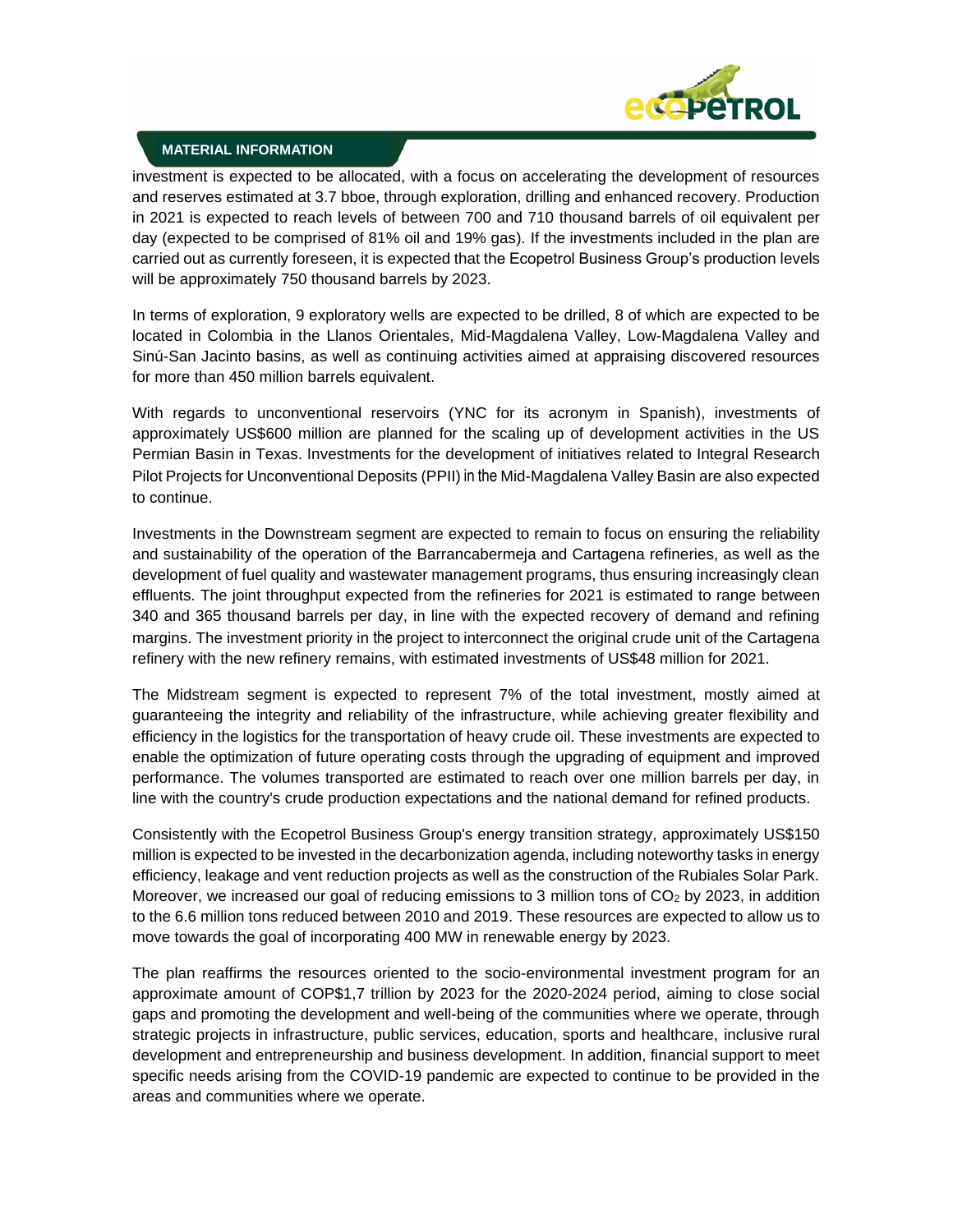investment is expected to be allocated, with a focus on accelerating the development of resources and reserves estimated at 3.7 bboe, through exploration, drilling and enhanced recovery. Production in 2021 is expected to reach levels of between 700 and 710 thousand barrels of oil equivalent per day (expected to be comprised of 81% oil and 19% gas). If the investments included in the plan are carried out as currently foreseen, it is expected that the Ecopetrol Business Group's production levels will be approximately 750 thousand barrels by 2023.

In terms of exploration, 9 exploratory wells are expected to be drilled, 8 of which are expected to be located in Colombia in the Llanos Orientales, Mid-Magdalena Valley, Low-Magdalena Valley and Sinú-San Jacinto basins, as well as continuing activities aimed at appraising discovered resources for more than 450 million barrels equivalent.

With regards to unconventional reservoirs (YNC for its acronym in Spanish), investments of approximately US$600 million are planned for the scaling up of development activities in the US Permian Basin in Texas. Investments for the development of initiatives related to Integral Research Pilot Projects for Unconventional Deposits (PPII) in the Mid-Magdalena Valley Basin are also expected to continue.

Investments in the Downstream segment are expected to remain to focus on ensuring the reliability and sustainability of the operation of the Barrancabermeja and Cartagena refineries, as well as the development of fuel quality and wastewater management programs, thus ensuring increasingly clean effluents. The joint throughput expected from the refineries for 2021 is estimated to range between 340 and 365 thousand barrels per day, in line with the expected recovery of demand and refining margins. The investment priority in the project to interconnect the original crude unit of the Cartagena refinery with the new refinery remains, with estimated investments of US$48 million for 2021.

The Midstream segment is expected to represent 7% of the total investment, mostly aimed at guaranteeing the integrity and reliability of the infrastructure, while achieving greater flexibility and efficiency in the logistics for the transportation of heavy crude oil. These investments are expected to enable the optimization of future operating costs through the upgrading of equipment and improved performance. The volumes transported are estimated to reach over one million barrels per day, in line with the country's crude production expectations and the national demand for refined products.

Consistently with the Ecopetrol Business Group's energy transition strategy, approximately US$150 million is expected to be invested in the decarbonization agenda, including noteworthy tasks in energy efficiency, leakage and vent reduction projects as well as the construction of the Rubiales Solar Park. Moreover, we increased our goal of reducing emissions to 3 million tons of $CO_2$ by 2023, in addition to the 6.6 million tons reduced between 2010 and 2019. These resources are expected to allow us to move towards the goal of incorporating 400 MW in renewable energy by 2023.

The plan reaffirms the resources oriented to the socio-environmental investment program for an approximate amount of COP$1,7 trillion by 2023 for the 2020-2024 period, aiming to close social gaps and promoting the development and well-being of the communities where we operate, through strategic projects in infrastructure, public services, education, sports and healthcare, inclusive rural development and entrepreneurship and business development. In addition, financial support to meet specific needs arising from the COVID-19 pandemic are expected to continue to be provided in the areas and communities where we operate.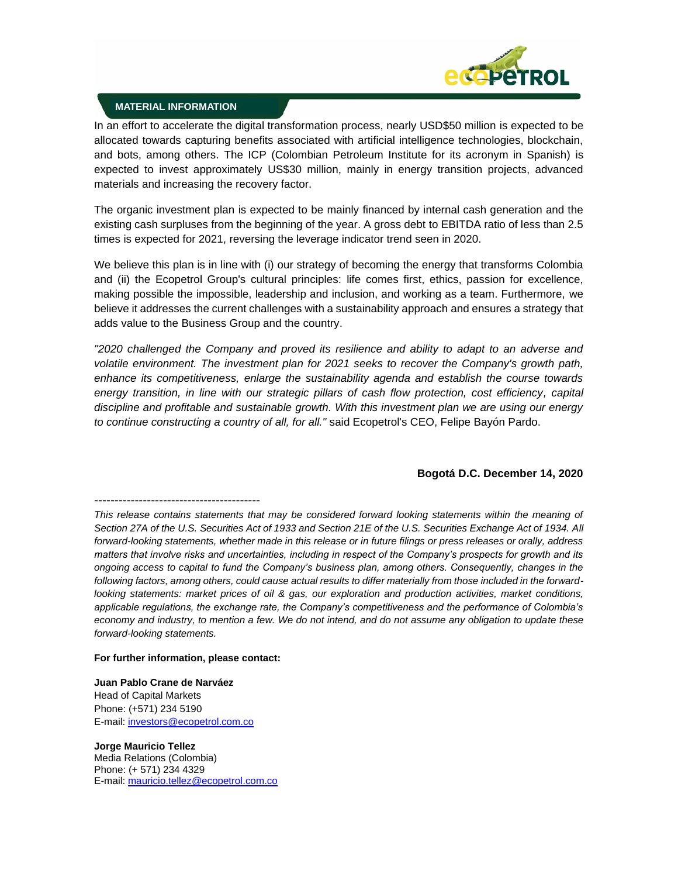**MATERIAL INFORMATION**

In an effort to accelerate the digital transformation process, nearly USD$50 million is expected to be allocated towards capturing benefits associated with artificial intelligence technologies, blockchain, and bots, among others. The ICP (Colombian Petroleum Institute for its acronym in Spanish) is expected to invest approximately US$30 million, mainly in energy transition projects, advanced materials and increasing the recovery factor.

The organic investment plan is expected to be mainly financed by internal cash generation and the existing cash surpluses from the beginning of the year. A gross debt to EBITDA ratio of less than 2.5 times is expected for 2021, reversing the leverage indicator trend seen in 2020.

We believe this plan is in line with (i) our strategy of becoming the energy that transforms Colombia and (ii) the Ecopetrol Group's cultural principles: life comes first, ethics, passion for excellence, making possible the impossible, leadership and inclusion, and working as a team. Furthermore, we believe it addresses the current challenges with a sustainability approach and ensures a strategy that adds value to the Business Group and the country.

*"2020 challenged the Company and proved its resilience and ability to adapt to an adverse and volatile environment. The investment plan for 2021 seeks to recover the Company's growth path, enhance its competitiveness, enlarge the sustainability agenda and establish the course towards energy transition, in line with our strategic pillars of cash flow protection, cost efficiency, capital discipline and profitable and sustainable growth. With this investment plan we are using our energy to continue constructing a country of all, for all."* said Ecopetrol's CEO, Felipe Bayón Pardo.

**Bogotá D.C. December 14, 2020**

-----------------------------------------

*This release contains statements that may be considered forward looking statements within the meaning of Section 27A of the U.S. Securities Act of 1933 and Section 21E of the U.S. Securities Exchange Act of 1934. All forward-looking statements, whether made in this release or in future filings or press releases or orally, address matters that involve risks and uncertainties, including in respect of the Company's prospects for growth and its ongoing access to capital to fund the Company's business plan, among others. Consequently, changes in the following factors, among others, could cause actual results to differ materially from those included in the forward-looking statements: market prices of oil & gas, our exploration and production activities, market conditions, applicable regulations, the exchange rate, the Company's competitiveness and the performance of Colombia's economy and industry, to mention a few. We do not intend, and do not assume any obligation to update these forward-looking statements.*

**For further information, please contact:**

**Juan Pablo Crane de Narváez**
Head of Capital Markets
Phone: (+571) 234 5190
E-mail: investors@ecopetrol.com.co

**Jorge Mauricio Tellez**
Media Relations (Colombia)
Phone: (+ 571) 234 4329
E-mail: mauricio.tellez@ecopetrol.com.co